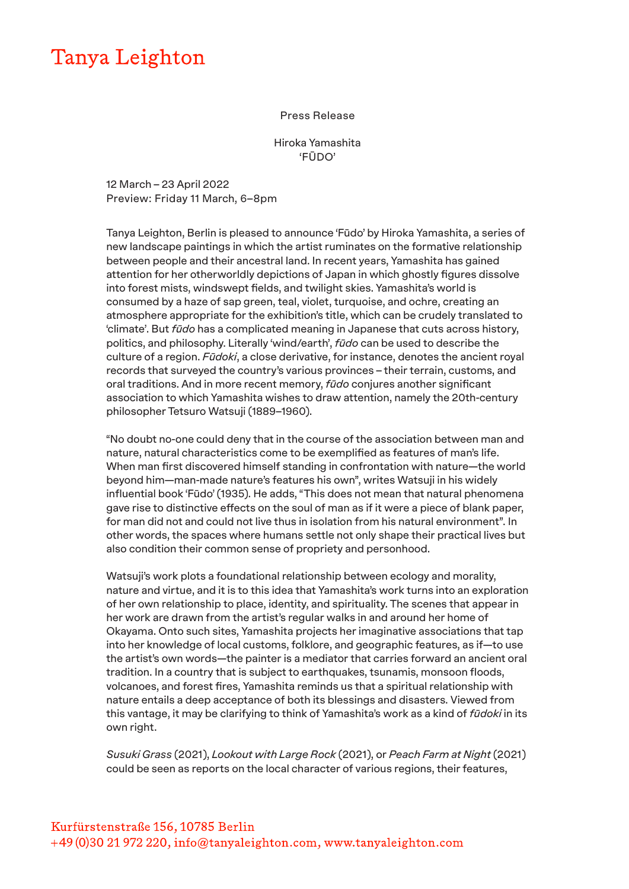# Tanya Leighton

Press Release

Hiroka Yamashita
'FŪDO'

12 March – 23 April 2022
Preview: Friday 11 March, 6–8pm

Tanya Leighton, Berlin is pleased to announce 'Fūdo' by Hiroka Yamashita, a series of new landscape paintings in which the artist ruminates on the formative relationship between people and their ancestral land. In recent years, Yamashita has gained attention for her otherworldly depictions of Japan in which ghostly figures dissolve into forest mists, windswept fields, and twilight skies. Yamashita's world is consumed by a haze of sap green, teal, violet, turquoise, and ochre, creating an atmosphere appropriate for the exhibition's title, which can be crudely translated to 'climate'. But *fūdo* has a complicated meaning in Japanese that cuts across history, politics, and philosophy. Literally 'wind/earth', *fūdo* can be used to describe the culture of a region. *Fūdoki*, a close derivative, for instance, denotes the ancient royal records that surveyed the country's various provinces – their terrain, customs, and oral traditions. And in more recent memory, *fūdo* conjures another significant association to which Yamashita wishes to draw attention, namely the 20th-century philosopher Tetsuro Watsuji (1889–1960).

"No doubt no-one could deny that in the course of the association between man and nature, natural characteristics come to be exemplified as features of man's life. When man first discovered himself standing in confrontation with nature—the world beyond him—man-made nature's features his own", writes Watsuji in his widely influential book 'Fūdo' (1935). He adds, "This does not mean that natural phenomena gave rise to distinctive effects on the soul of man as if it were a piece of blank paper, for man did not and could not live thus in isolation from his natural environment". In other words, the spaces where humans settle not only shape their practical lives but also condition their common sense of propriety and personhood.

Watsuji's work plots a foundational relationship between ecology and morality, nature and virtue, and it is to this idea that Yamashita's work turns into an exploration of her own relationship to place, identity, and spirituality. The scenes that appear in her work are drawn from the artist's regular walks in and around her home of Okayama. Onto such sites, Yamashita projects her imaginative associations that tap into her knowledge of local customs, folklore, and geographic features, as if—to use the artist's own words—the painter is a mediator that carries forward an ancient oral tradition. In a country that is subject to earthquakes, tsunamis, monsoon floods, volcanoes, and forest fires, Yamashita reminds us that a spiritual relationship with nature entails a deep acceptance of both its blessings and disasters. Viewed from this vantage, it may be clarifying to think of Yamashita's work as a kind of *fūdoki* in its own right.

*Susuki Grass* (2021), *Lookout with Large Rock* (2021), or *Peach Farm at Night* (2021) could be seen as reports on the local character of various regions, their features,

Kurfürstenstraße 156, 10785 Berlin
+49 (0)30 21 972 220, info@tanyaleighton.com, www.tanyaleighton.com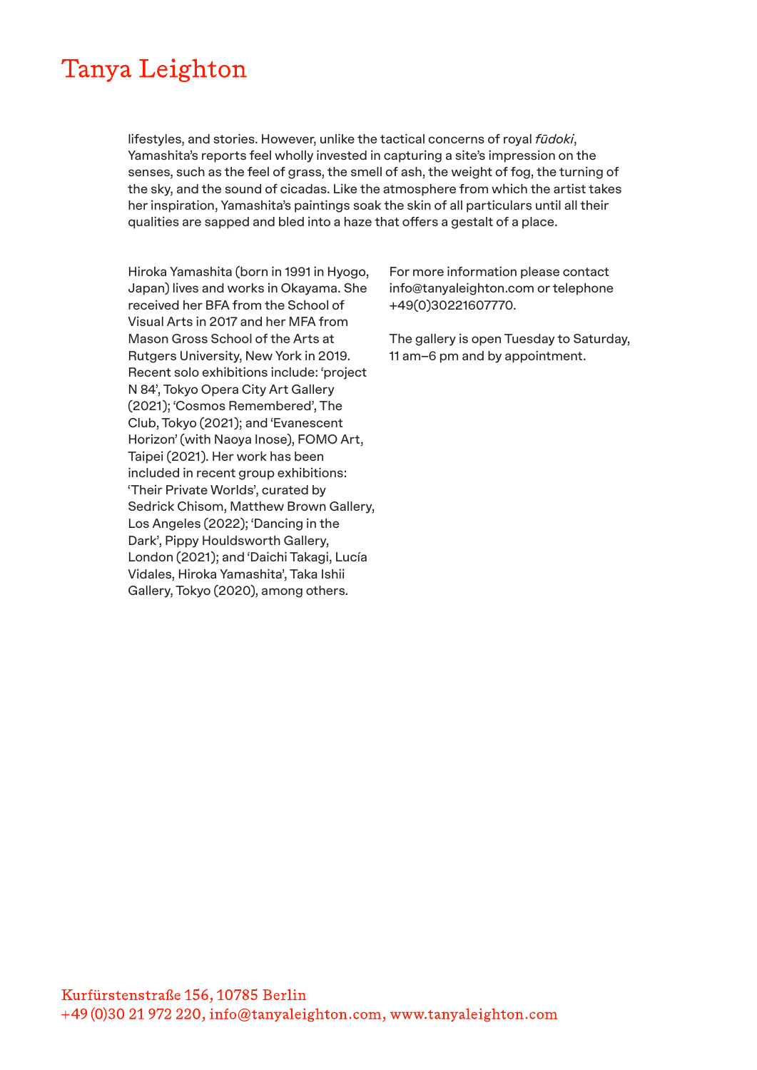lifestyles, and stories. However, unlike the tactical concerns of royal *fūdoki*, Yamashita's reports feel wholly invested in capturing a site's impression on the senses, such as the feel of grass, the smell of ash, the weight of fog, the turning of the sky, and the sound of cicadas. Like the atmosphere from which the artist takes her inspiration, Yamashita's paintings soak the skin of all particulars until all their qualities are sapped and bled into a haze that offers a gestalt of a place.

Hiroka Yamashita (born in 1991 in Hyogo, Japan) lives and works in Okayama. She received her BFA from the School of Visual Arts in 2017 and her MFA from Mason Gross School of the Arts at Rutgers University, New York in 2019. Recent solo exhibitions include: 'project N 84', Tokyo Opera City Art Gallery (2021); 'Cosmos Remembered', The Club, Tokyo (2021); and 'Evanescent Horizon' (with Naoya Inose), FOMO Art, Taipei (2021). Her work has been included in recent group exhibitions: 'Their Private Worlds', curated by Sedrick Chisom, Matthew Brown Gallery, Los Angeles (2022); 'Dancing in the Dark', Pippy Houldsworth Gallery, London (2021); and 'Daichi Takagi, Lucía Vidales, Hiroka Yamashita', Taka Ishii Gallery, Tokyo (2020), among others.

For more information please contact info@tanyaleighton.com or telephone +49(0)30221607770.

The gallery is open Tuesday to Saturday, 11 am–6 pm and by appointment.